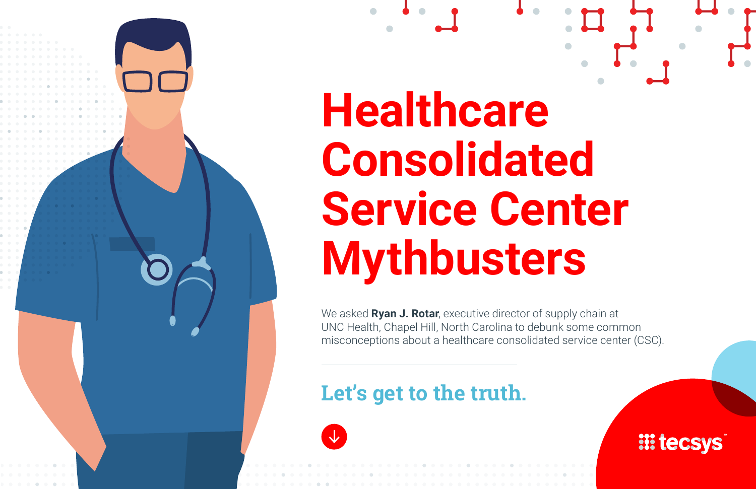# Healthcare Consolidated Service Center Mythbusters

We asked **Ryan J. Rotar**, executive director of supply chain at UNC Health, Chapel Hill, North Carolina to debunk some common misconceptions about a healthcare consolidated service center (CSC).

## Let's get to the truth.

tecsys™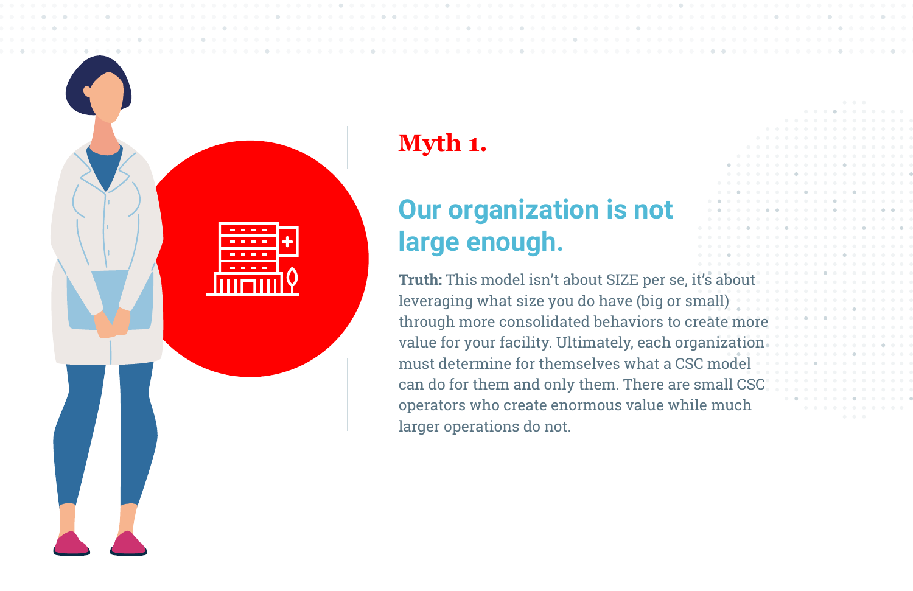## Myth 1.

### Our organization is not large enough.

**Truth:** This model isn't about SIZE per se, it's about leveraging what size you do have (big or small) through more consolidated behaviors to create more value for your facility. Ultimately, each organization must determine for themselves what a CSC model can do for them and only them. There are small CSC operators who create enormous value while much larger operations do not.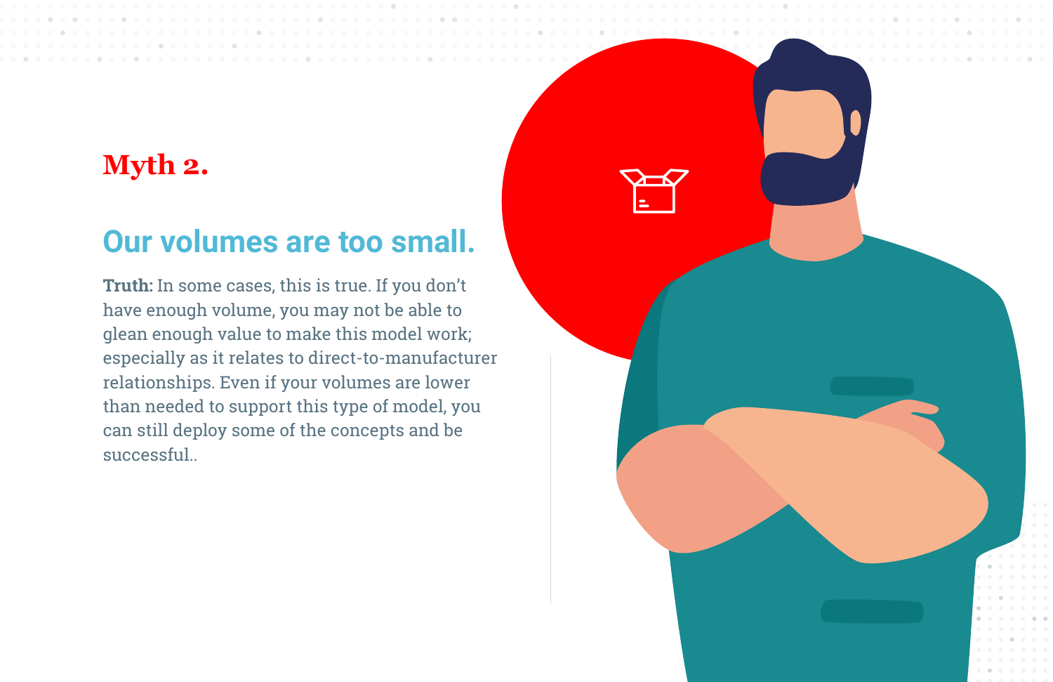## Myth 2.

## Our volumes are too small.

**Truth:** In some cases, this is true. If you don't have enough volume, you may not be able to glean enough value to make this model work; especially as it relates to direct-to-manufacturer relationships. Even if your volumes are lower than needed to support this type of model, you can still deploy some of the concepts and be successful..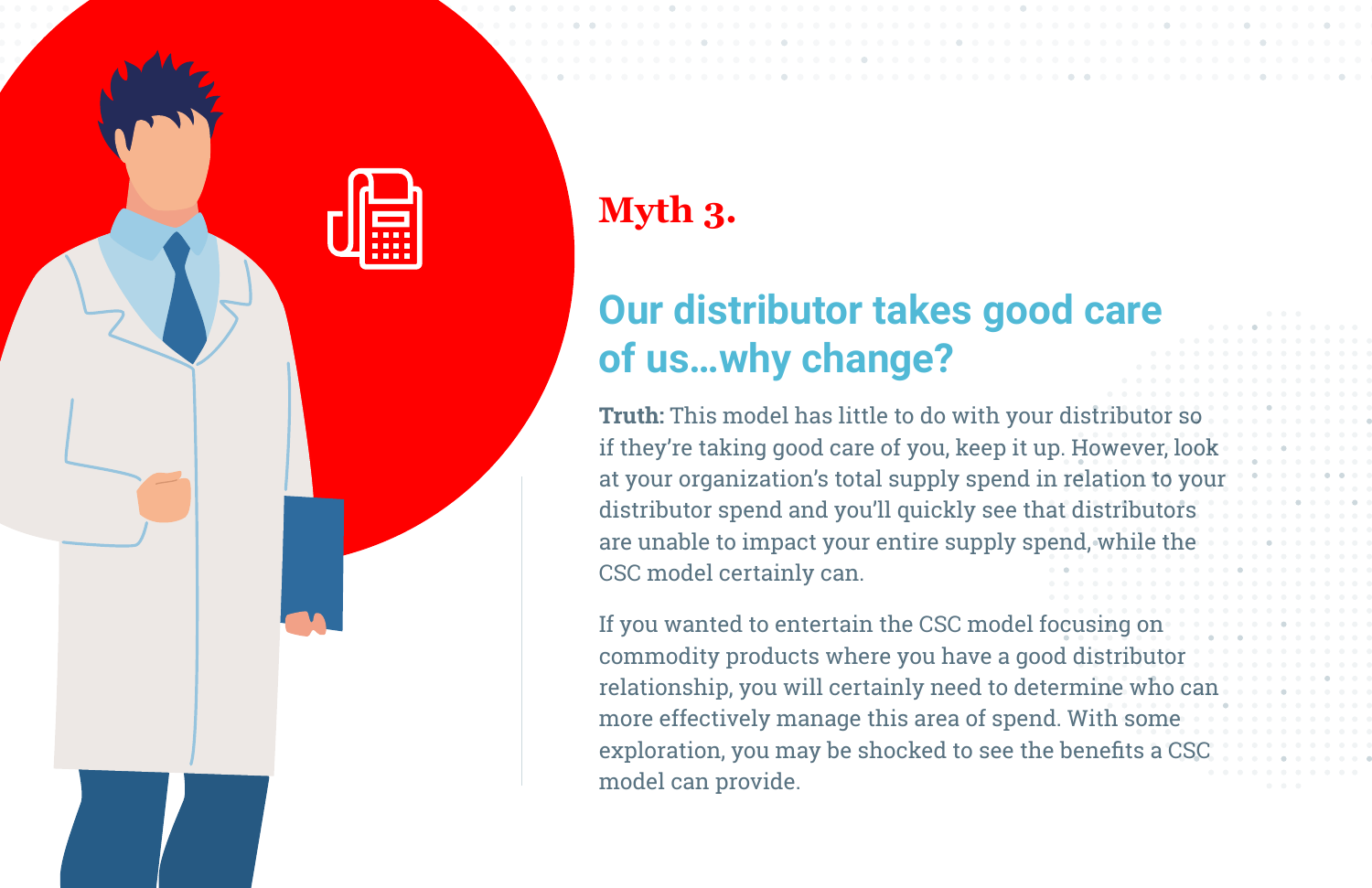## Myth 3.

### Our distributor takes good care of us…why change?

**Truth:** This model has little to do with your distributor so if they're taking good care of you, keep it up. However, look at your organization's total supply spend in relation to your distributor spend and you'll quickly see that distributors are unable to impact your entire supply spend, while the CSC model certainly can.

If you wanted to entertain the CSC model focusing on commodity products where you have a good distributor relationship, you will certainly need to determine who can more effectively manage this area of spend. With some exploration, you may be shocked to see the benefits a CSC model can provide.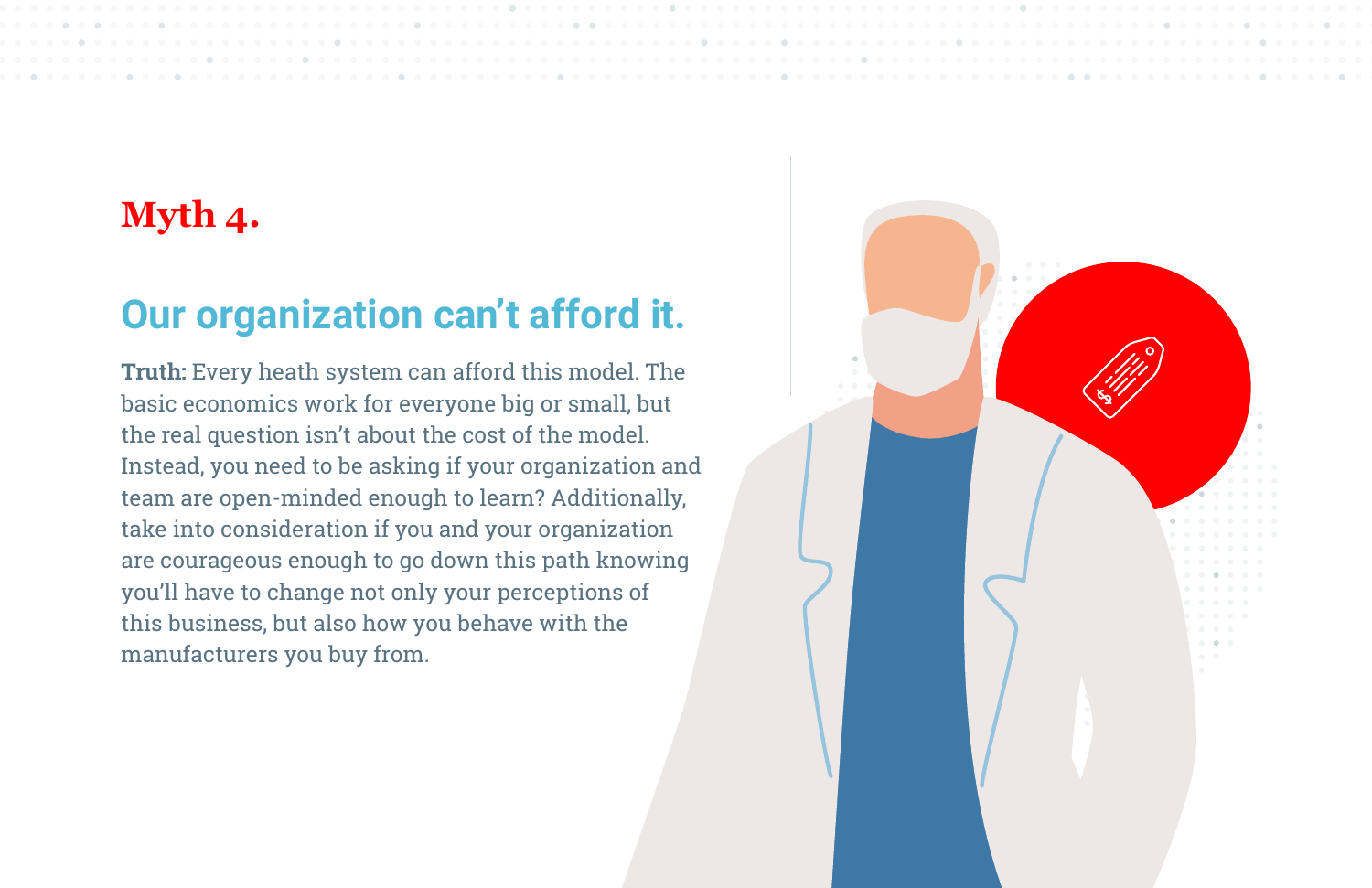## Myth 4.

### Our organization can't afford it.

**Truth:** Every heath system can afford this model. The basic economics work for everyone big or small, but the real question isn't about the cost of the model. Instead, you need to be asking if your organization and team are open-minded enough to learn? Additionally, take into consideration if you and your organization are courageous enough to go down this path knowing you'll have to change not only your perceptions of this business, but also how you behave with the manufacturers you buy from.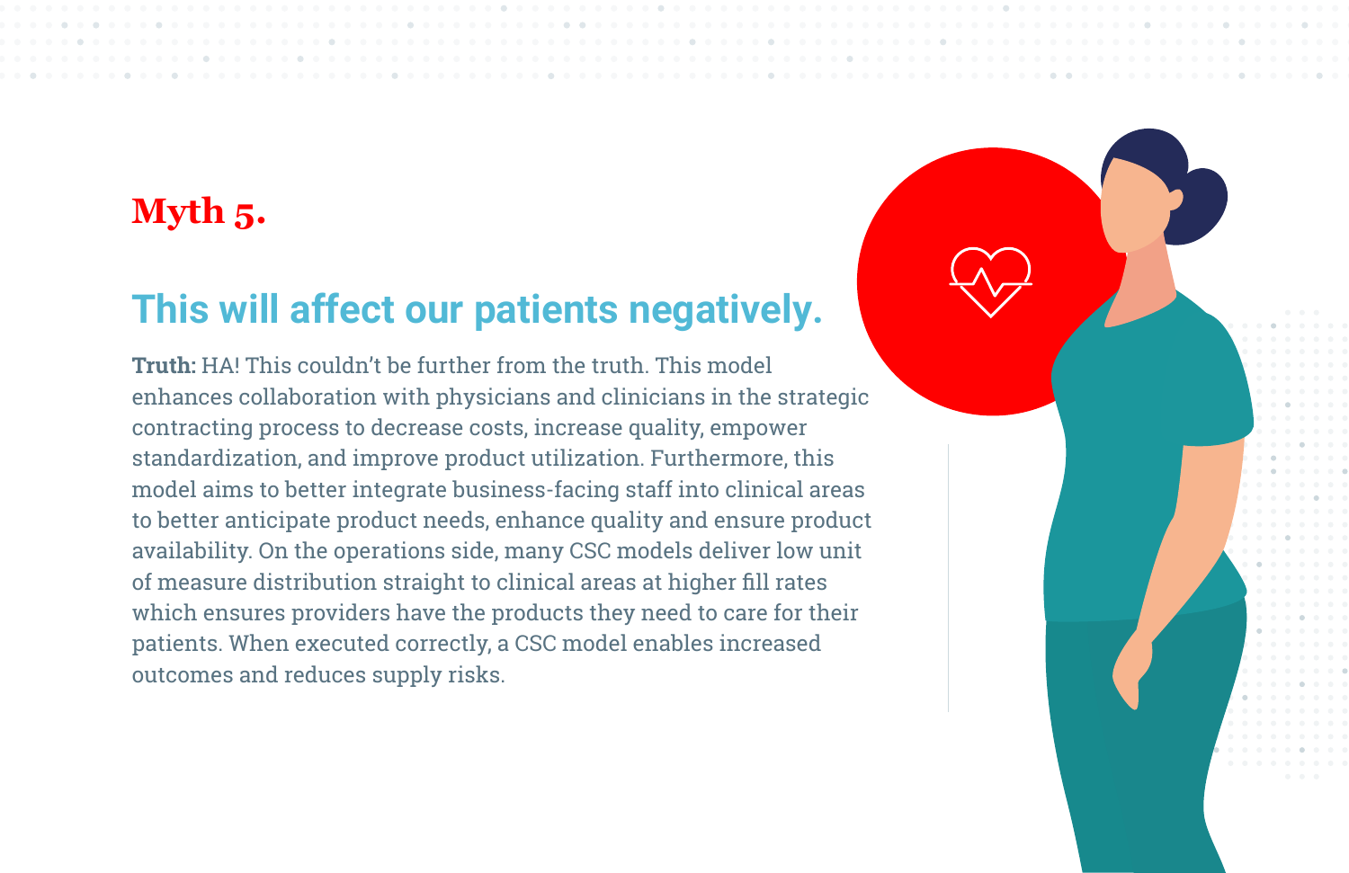## Myth 5.

### This will affect our patients negatively.

**Truth:** HA! This couldn't be further from the truth. This model enhances collaboration with physicians and clinicians in the strategic contracting process to decrease costs, increase quality, empower standardization, and improve product utilization. Furthermore, this model aims to better integrate business-facing staff into clinical areas to better anticipate product needs, enhance quality and ensure product availability. On the operations side, many CSC models deliver low unit of measure distribution straight to clinical areas at higher fill rates which ensures providers have the products they need to care for their patients. When executed correctly, a CSC model enables increased outcomes and reduces supply risks.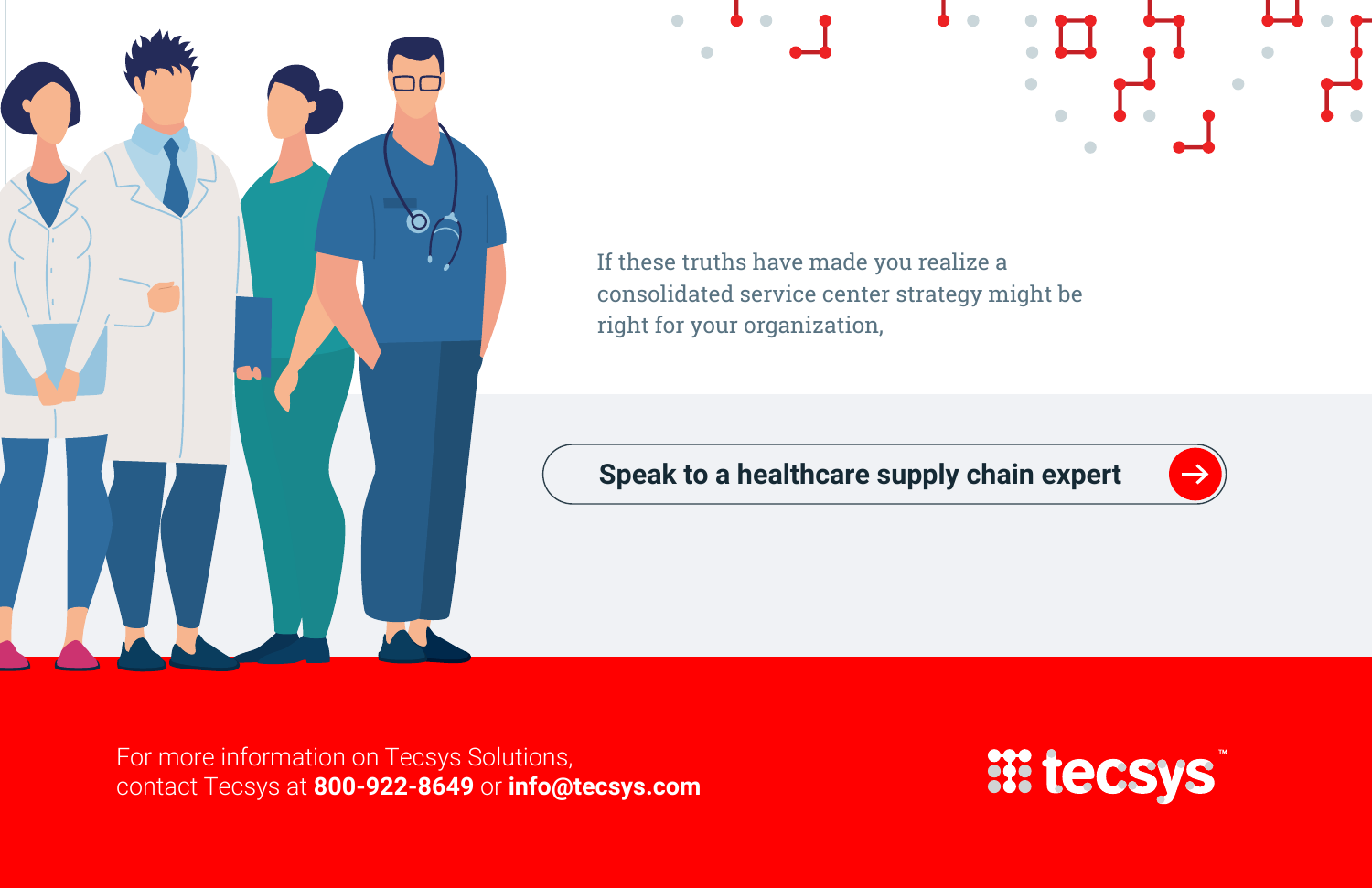If these truths have made you realize a consolidated service center strategy might be right for your organization,

**Speak to a healthcare supply chain expert**

For more information on Tecsys Solutions, contact Tecsys at **800-922-8649** or **info@tecsys.com**

tecsys™